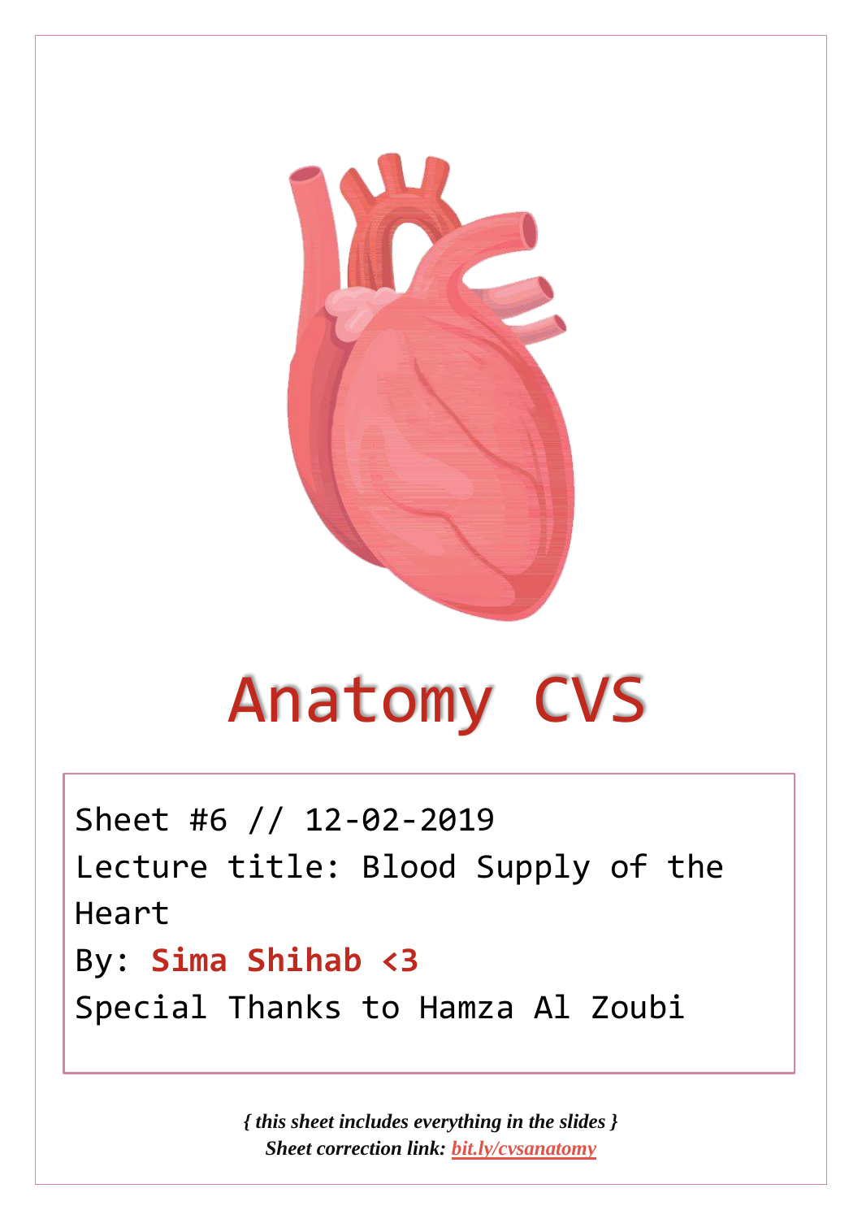# Anatomy CVS

Sheet #6 // 12-02-2019

Lecture title: Blood Supply of the Heart

By: **Sima Shihab <3**

Special Thanks to Hamza Al Zoubi

***{ this sheet includes everything in the slides }***

***Sheet correction link: bit.ly/cvsanatomy***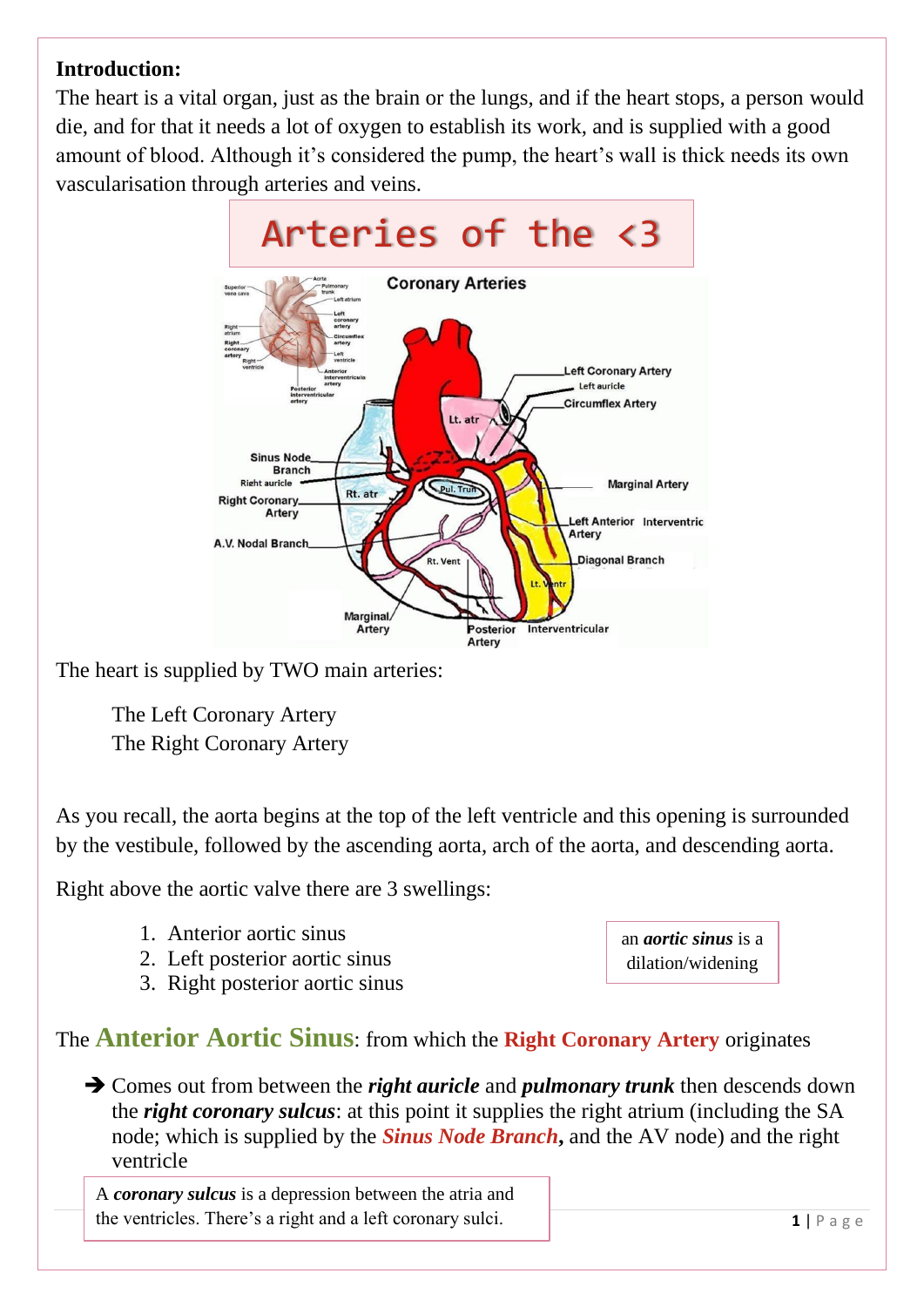**Introduction:**

The heart is a vital organ, just as the brain or the lungs, and if the heart stops, a person would die, and for that it needs a lot of oxygen to establish its work, and is supplied with a good amount of blood. Although it's considered the pump, the heart's wall is thick needs its own vascularisation through arteries and veins.

# Arteries of the <3

The heart is supplied by TWO main arteries:

The Left Coronary Artery
The Right Coronary Artery

As you recall, the aorta begins at the top of the left ventricle and this opening is surrounded by the vestibule, followed by the ascending aorta, arch of the aorta, and descending aorta.

Right above the aortic valve there are 3 swellings:

1. Anterior aortic sinus
2. Left posterior aortic sinus
3. Right posterior aortic sinus

an ***aortic sinus*** is a dilation/widening

The **Anterior Aortic Sinus**: from which the **Right Coronary Artery** originates

➔ Comes out from between the ***right auricle*** and ***pulmonary trunk*** then descends down the ***right coronary sulcus***: at this point it supplies the right atrium (including the SA node; which is supplied by the ***Sinus Node Branch*,** and the AV node) and the right ventricle

A ***coronary sulcus*** is a depression between the atria and the ventricles. There's a right and a left coronary sulci.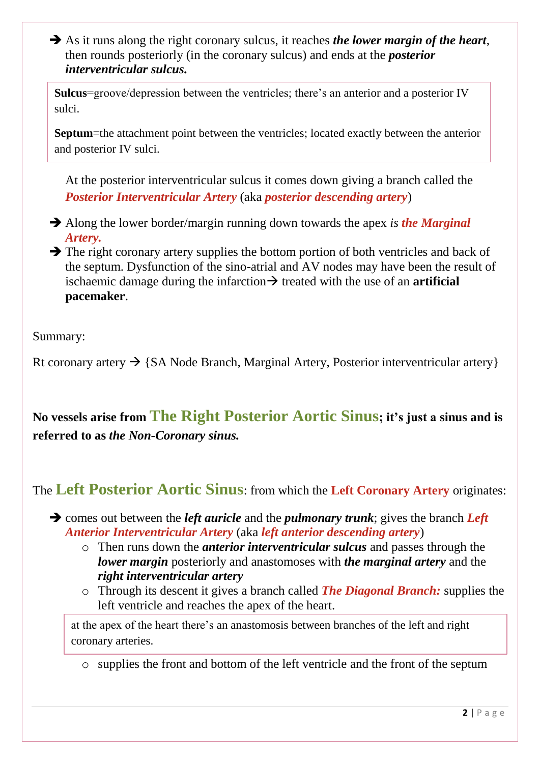- → As it runs along the right coronary sulcus, it reaches ***the lower margin of the heart***, then rounds posteriorly (in the coronary sulcus) and ends at the ***posterior interventricular sulcus.***

> **Sulcus**=groove/depression between the ventricles; there's an anterior and a posterior IV sulci.
>
> **Septum**=the attachment point between the ventricles; located exactly between the anterior and posterior IV sulci.

At the posterior interventricular sulcus it comes down giving a branch called the ***Posterior Interventricular Artery*** (aka ***posterior descending artery***)

- → Along the lower border/margin running down towards the apex *is **the Marginal Artery.***
- → The right coronary artery supplies the bottom portion of both ventricles and back of the septum. Dysfunction of the sino-atrial and AV nodes may have been the result of ischaemic damage during the infarction → treated with the use of an **artificial pacemaker**.

Summary:

Rt coronary artery → {SA Node Branch, Marginal Artery, Posterior interventricular artery}

**No vessels arise from The Right Posterior Aortic Sinus; it's just a sinus and is referred to as *the Non-Coronary sinus.***

The **Left Posterior Aortic Sinus**: from which the **Left Coronary Artery** originates:

- → comes out between the ***left auricle*** and the ***pulmonary trunk***; gives the branch ***Left Anterior Interventricular Artery*** (aka ***left anterior descending artery***)
  - Then runs down the ***anterior interventricular sulcus*** and passes through the ***lower margin*** posteriorly and anastomoses with ***the marginal artery*** and the ***right interventricular artery***
  - Through its descent it gives a branch called ***The Diagonal Branch:*** supplies the left ventricle and reaches the apex of the heart.

> at the apex of the heart there's an anastomosis between branches of the left and right coronary arteries.

  - supplies the front and bottom of the left ventricle and the front of the septum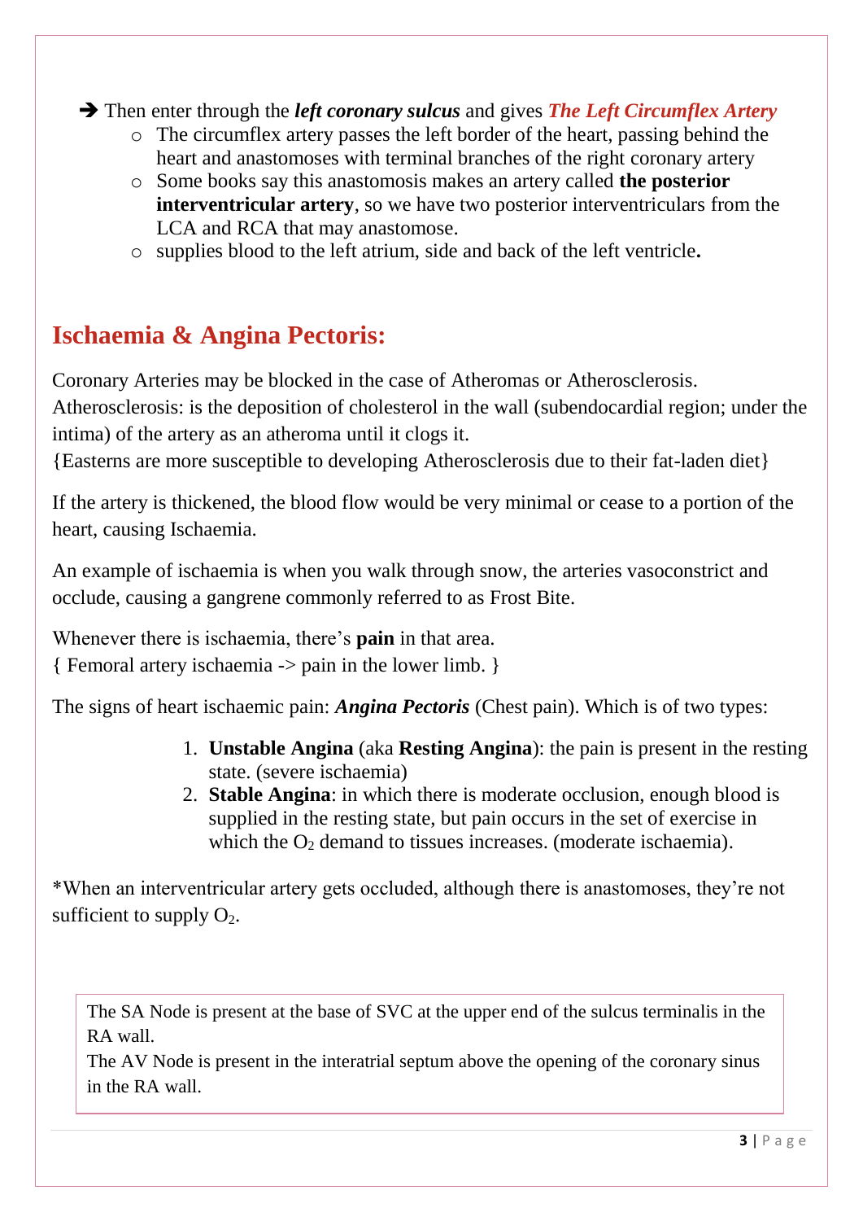➔ Then enter through the ***left coronary sulcus*** and gives ***The Left Circumflex Artery***

- The circumflex artery passes the left border of the heart, passing behind the heart and anastomoses with terminal branches of the right coronary artery
- Some books say this anastomosis makes an artery called **the posterior interventricular artery**, so we have two posterior interventriculars from the LCA and RCA that may anastomose.
- supplies blood to the left atrium, side and back of the left ventricle**.**

## Ischaemia & Angina Pectoris:

Coronary Arteries may be blocked in the case of Atheromas or Atherosclerosis.
Atherosclerosis: is the deposition of cholesterol in the wall (subendocardial region; under the intima) of the artery as an atheroma until it clogs it.
{Easterns are more susceptible to developing Atherosclerosis due to their fat-laden diet}

If the artery is thickened, the blood flow would be very minimal or cease to a portion of the heart, causing Ischaemia.

An example of ischaemia is when you walk through snow, the arteries vasoconstrict and occlude, causing a gangrene commonly referred to as Frost Bite.

Whenever there is ischaemia, there's **pain** in that area.
{ Femoral artery ischaemia -> pain in the lower limb. }

The signs of heart ischaemic pain: ***Angina Pectoris*** (Chest pain). Which is of two types:

1. **Unstable Angina** (aka **Resting Angina**): the pain is present in the resting state. (severe ischaemia)
2. **Stable Angina**: in which there is moderate occlusion, enough blood is supplied in the resting state, but pain occurs in the set of exercise in which the $O_2$ demand to tissues increases. (moderate ischaemia).

*When an interventricular artery gets occluded, although there is anastomoses, they're not sufficient to supply $O_2$.

> The SA Node is present at the base of SVC at the upper end of the sulcus terminalis in the RA wall.
> The AV Node is present in the interatrial septum above the opening of the coronary sinus in the RA wall.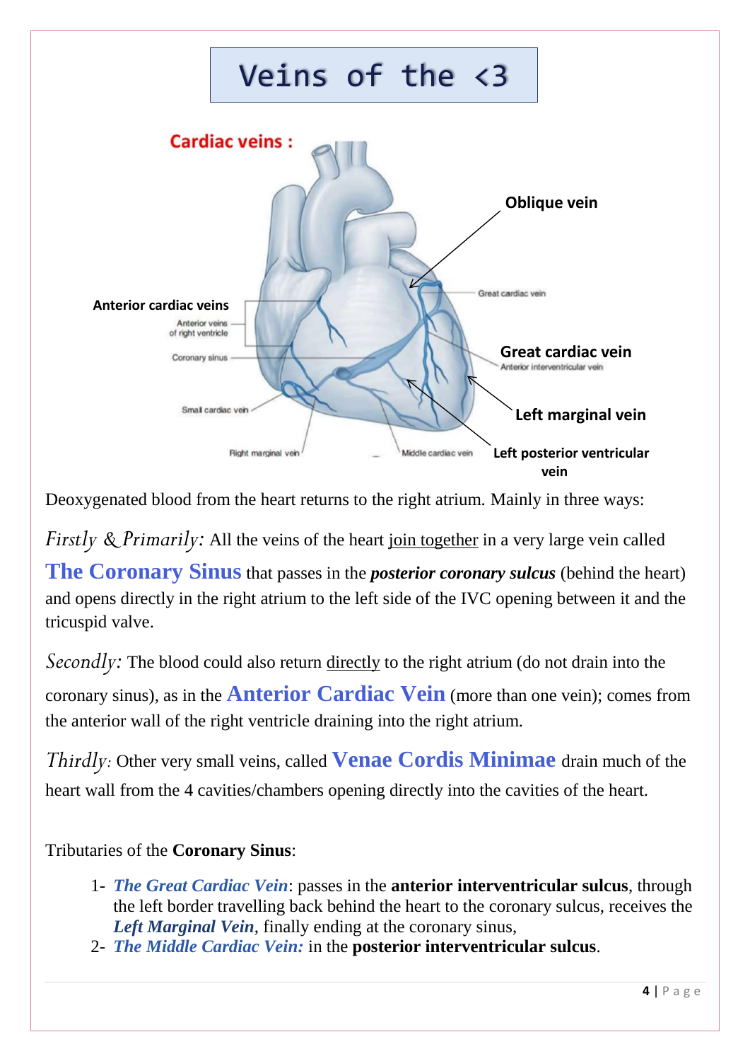# Veins of the <3

**Cardiac veins :**

Deoxygenated blood from the heart returns to the right atrium. Mainly in three ways:

*Firstly & Primarily:* All the veins of the heart join together in a very large vein called **The Coronary Sinus** that passes in the ***posterior coronary sulcus*** (behind the heart) and opens directly in the right atrium to the left side of the IVC opening between it and the tricuspid valve.

*Secondly:* The blood could also return directly to the right atrium (do not drain into the coronary sinus), as in the **Anterior Cardiac Vein** (more than one vein); comes from the anterior wall of the right ventricle draining into the right atrium.

*Thirdly:* Other very small veins, called **Venae Cordis Minimae** drain much of the heart wall from the 4 cavities/chambers opening directly into the cavities of the heart.

Tributaries of the **Coronary Sinus**:

1. ***The Great Cardiac Vein***: passes in the **anterior interventricular sulcus**, through the left border travelling back behind the heart to the coronary sulcus, receives the ***Left Marginal Vein***, finally ending at the coronary sinus,
2. ***The Middle Cardiac Vein:*** in the **posterior interventricular sulcus**.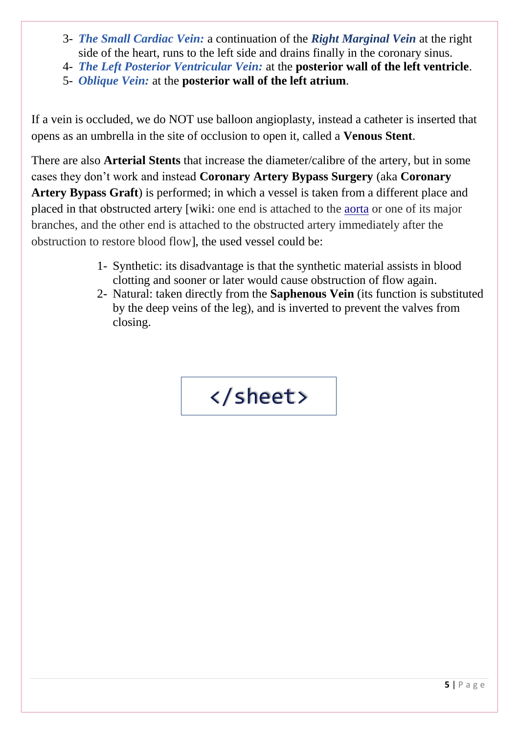3- ***The Small Cardiac Vein:*** a continuation of the ***Right Marginal Vein*** at the right side of the heart, runs to the left side and drains finally in the coronary sinus.
4- ***The Left Posterior Ventricular Vein:*** at the **posterior wall of the left ventricle**.
5- ***Oblique Vein:*** at the **posterior wall of the left atrium**.

If a vein is occluded, we do NOT use balloon angioplasty, instead a catheter is inserted that opens as an umbrella in the site of occlusion to open it, called a **Venous Stent**.

There are also **Arterial Stents** that increase the diameter/calibre of the artery, but in some cases they don't work and instead **Coronary Artery Bypass Surgery** (aka **Coronary Artery Bypass Graft**) is performed; in which a vessel is taken from a different place and placed in that obstructed artery [wiki: one end is attached to the aorta or one of its major branches, and the other end is attached to the obstructed artery immediately after the obstruction to restore blood flow], the used vessel could be:

1- Synthetic: its disadvantage is that the synthetic material assists in blood clotting and sooner or later would cause obstruction of flow again.
2- Natural: taken directly from the **Saphenous Vein** (its function is substituted by the deep veins of the leg), and is inverted to prevent the valves from closing.

</sheet>